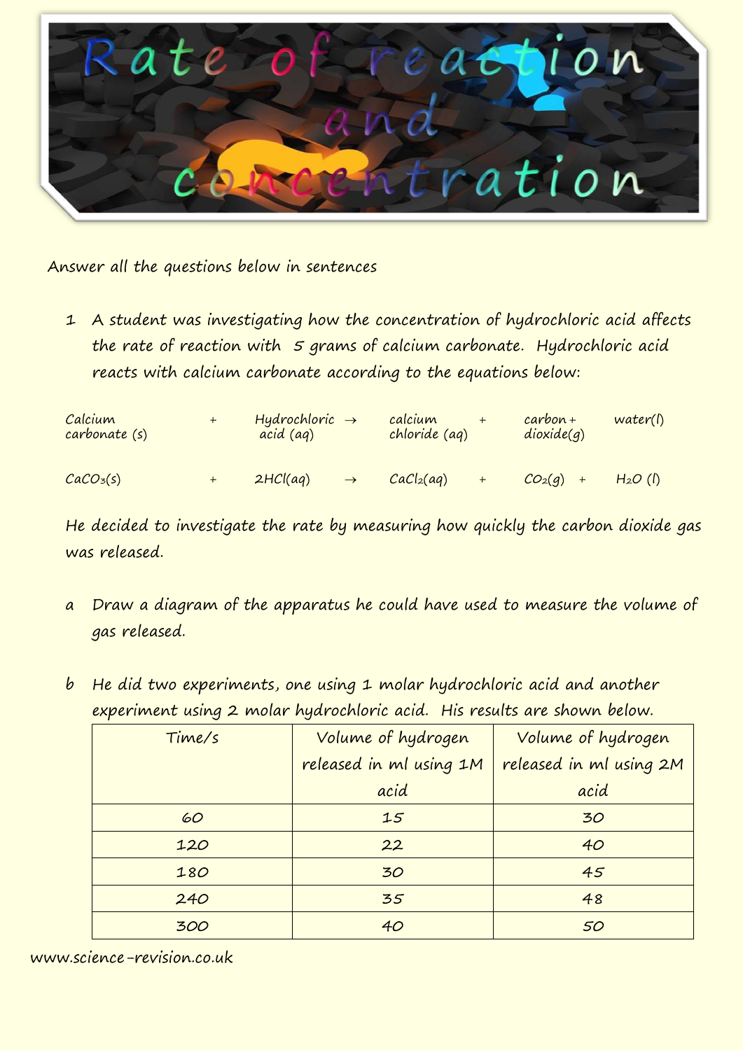# Rate of reaction and concentration

Answer all the questions below in sentences

1 A student was investigating how the concentration of hydrochloric acid affects the rate of reaction with 5 grams of calcium carbonate. Hydrochloric acid reacts with calcium carbonate according to the equations below:

Calcium carbonate (s) + Hydrochloric acid (aq) → calcium chloride (aq) + carbon dioxide(g) + water(l)

$$CaCO_3(s) + 2HCl(aq) \rightarrow CaCl_2(aq) + CO_2(g) + H_2O(l)$$

He decided to investigate the rate by measuring how quickly the carbon dioxide gas was released.

a Draw a diagram of the apparatus he could have used to measure the volume of gas released.

b He did two experiments, one using 1 molar hydrochloric acid and another experiment using 2 molar hydrochloric acid. His results are shown below.

| Time/s | Volume of hydrogen released in ml using 1M acid | Volume of hydrogen released in ml using 2M acid |
|---|---|---|
| 60 | 15 | 30 |
| 120 | 22 | 40 |
| 180 | 30 | 45 |
| 240 | 35 | 48 |
| 300 | 40 | 50 |

www.science-revision.co.uk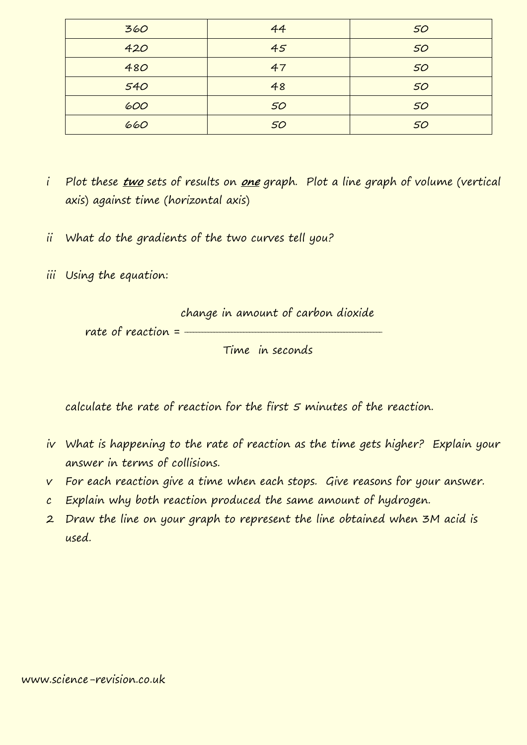| | | |
|---|---|---|
| 360 | 44 | 50 |
| 420 | 45 | 50 |
| 480 | 47 | 50 |
| 540 | 48 | 50 |
| 600 | 50 | 50 |
| 660 | 50 | 50 |

i Plot these ***two*** sets of results on ***one*** graph. Plot a line graph of volume (vertical axis) against time (horizontal axis)

ii What do the gradients of the two curves tell you?

iii Using the equation:

$$\text{rate of reaction} = \frac{\text{change in amount of carbon dioxide}}{\text{Time in seconds}}$$

calculate the rate of reaction for the first 5 minutes of the reaction.

iv What is happening to the rate of reaction as the time gets higher? Explain your answer in terms of collisions.

v For each reaction give a time when each stops. Give reasons for your answer.

c Explain why both reaction produced the same amount of hydrogen.

2 Draw the line on your graph to represent the line obtained when 3M acid is used.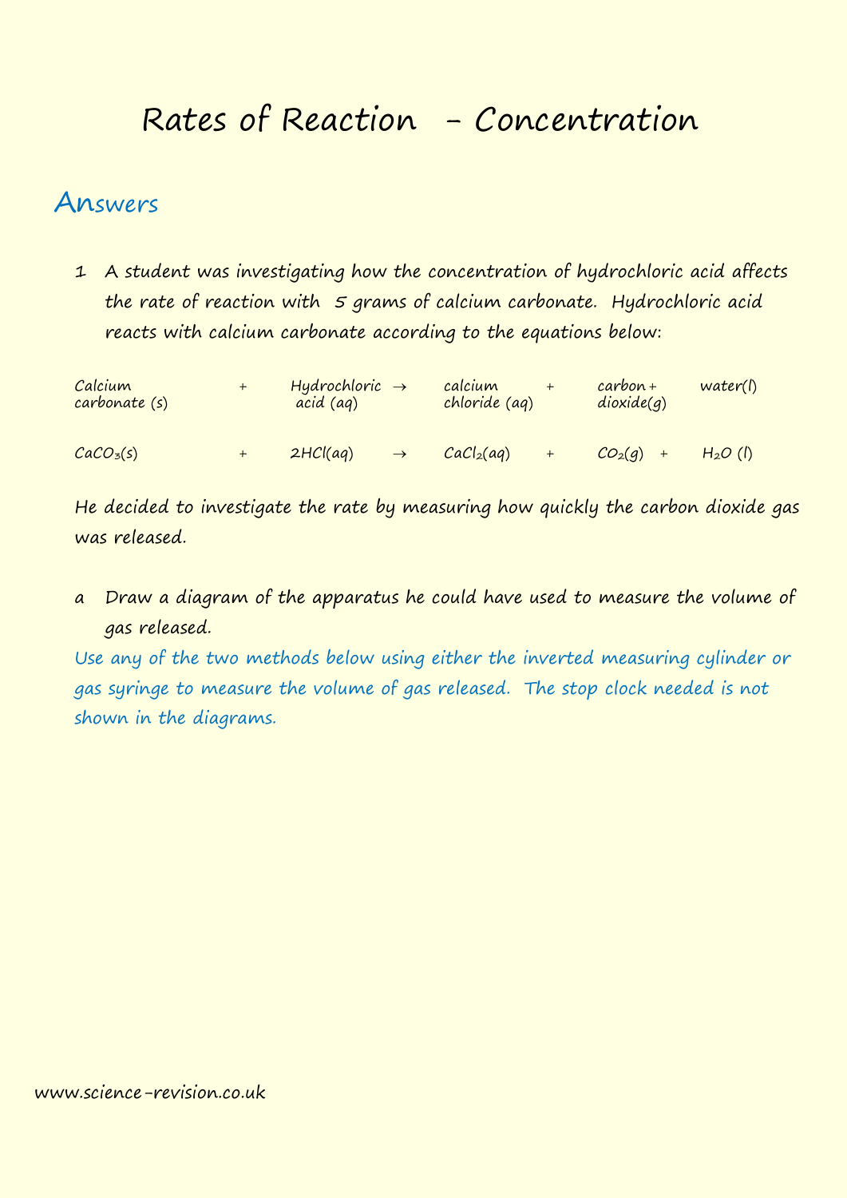# Rates of Reaction - Concentration

## Answers

1 A student was investigating how the concentration of hydrochloric acid affects the rate of reaction with 5 grams of calcium carbonate. Hydrochloric acid reacts with calcium carbonate according to the equations below:

Calcium carbonate (s) + Hydrochloric acid (aq) → calcium chloride (aq) + carbon dioxide(g) + water(l)

$CaCO_3(s) + 2HCl(aq) \rightarrow CaCl_2(aq) + CO_2(g) + H_2O(l)$

He decided to investigate the rate by measuring how quickly the carbon dioxide gas was released.

a Draw a diagram of the apparatus he could have used to measure the volume of gas released.

Use any of the two methods below using either the inverted measuring cylinder or gas syringe to measure the volume of gas released. The stop clock needed is not shown in the diagrams.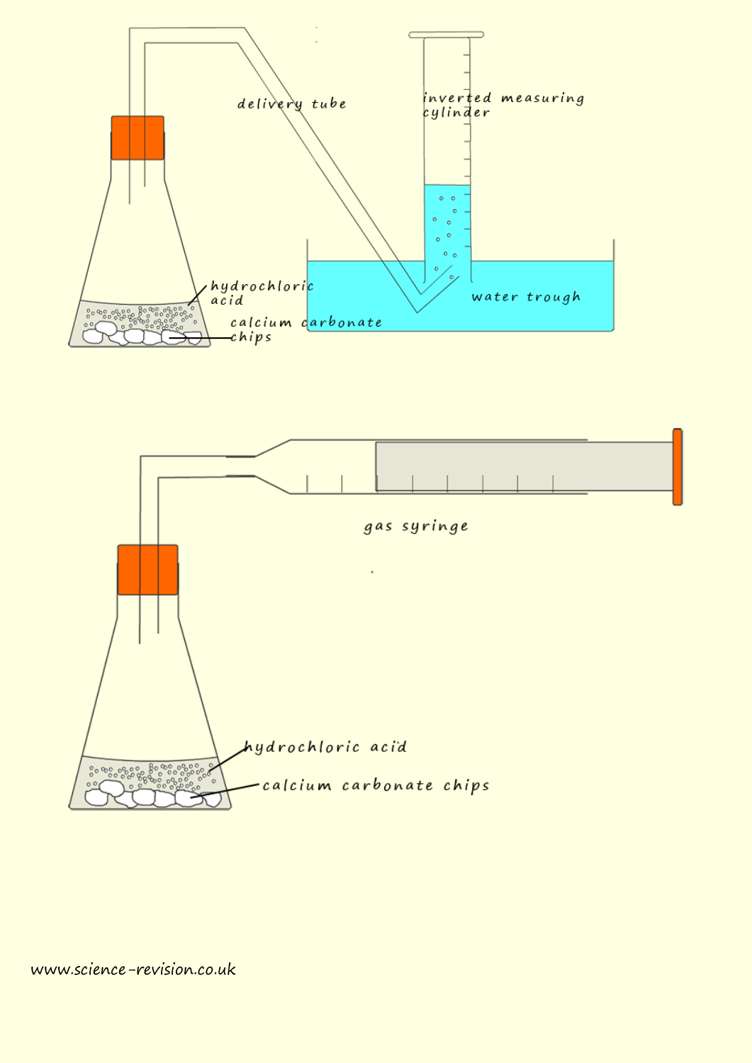delivery tube

inverted measuring cylinder

hydrochloric acid

calcium carbonate chips

water trough

gas syringe

hydrochloric acid

calcium carbonate chips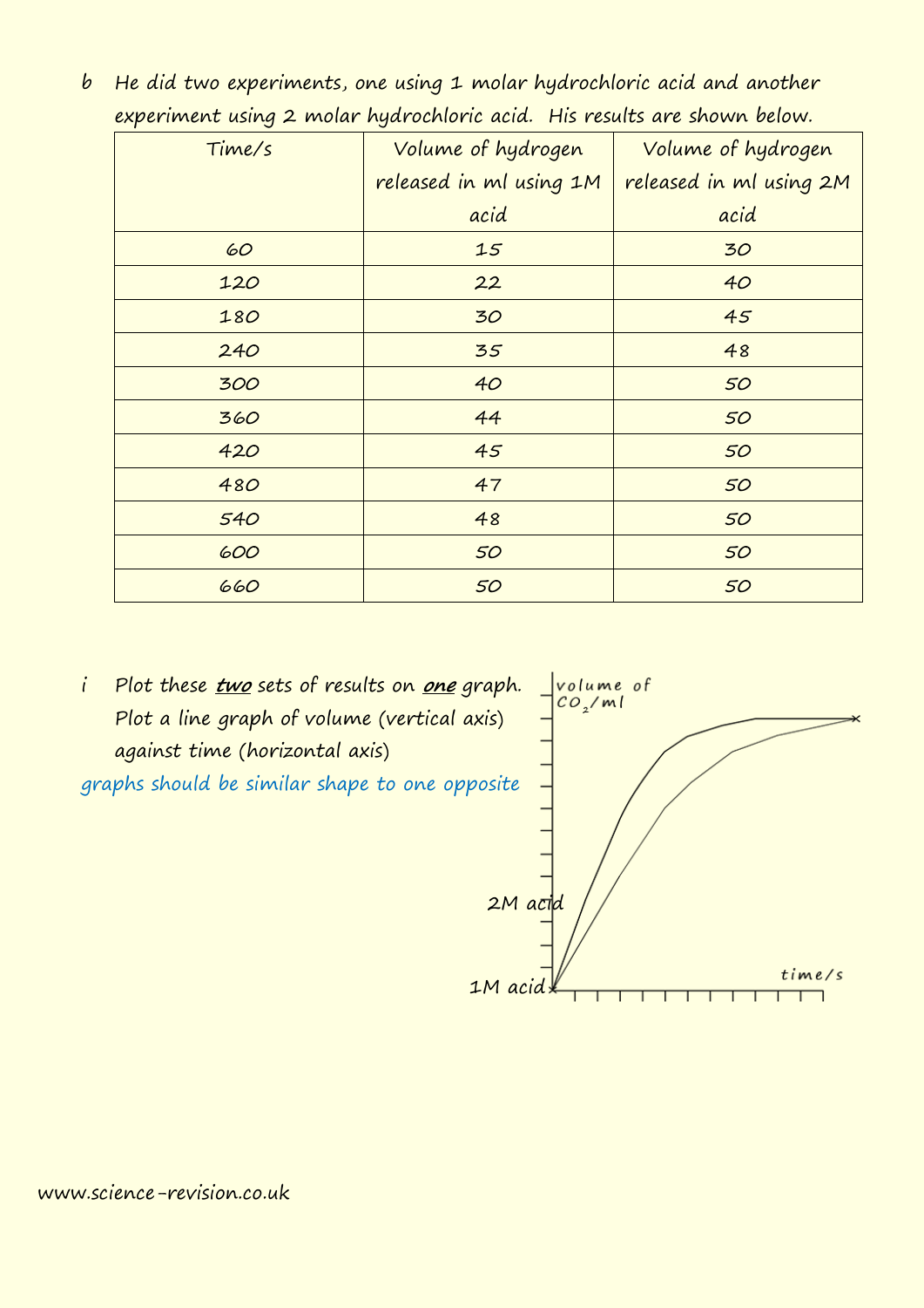b He did two experiments, one using 1 molar hydrochloric acid and another experiment using 2 molar hydrochloric acid. His results are shown below.

| Time/s | Volume of hydrogen released in ml using 1M acid | Volume of hydrogen released in ml using 2M acid |
|---|---|---|
| 60 | 15 | 30 |
| 120 | 22 | 40 |
| 180 | 30 | 45 |
| 240 | 35 | 48 |
| 300 | 40 | 50 |
| 360 | 44 | 50 |
| 420 | 45 | 50 |
| 480 | 47 | 50 |
| 540 | 48 | 50 |
| 600 | 50 | 50 |
| 660 | 50 | 50 |

i Plot these ***two*** sets of results on ***one*** graph. Plot a line graph of volume (vertical axis) against time (horizontal axis)

graphs should be similar shape to one opposite

volume of $CO_2$/ml

2M acid

1M acid

time/s

www.science-revision.co.uk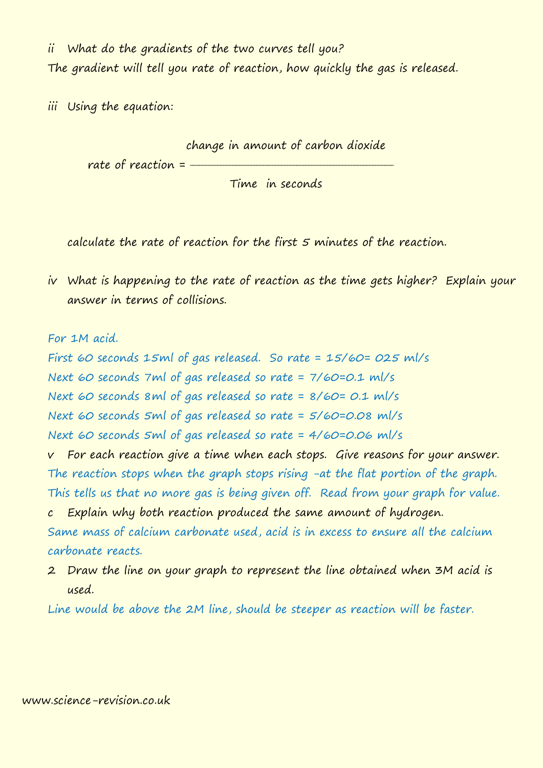ii What do the gradients of the two curves tell you?

The gradient will tell you rate of reaction, how quickly the gas is released.

iii Using the equation:

$$\text{rate of reaction} = \frac{\text{change in amount of carbon dioxide}}{\text{Time in seconds}}$$

calculate the rate of reaction for the first 5 minutes of the reaction.

iv What is happening to the rate of reaction as the time gets higher? Explain your answer in terms of collisions.

For 1M acid.

First 60 seconds 15ml of gas released. So rate = 15/60= 025 ml/s

Next 60 seconds 7ml of gas released so rate = 7/60=0.1 ml/s

Next 60 seconds 8ml of gas released so rate = 8/60= 0.1 ml/s

Next 60 seconds 5ml of gas released so rate = 5/60=0.08 ml/s

Next 60 seconds 5ml of gas released so rate = 4/60=0.06 ml/s

v For each reaction give a time when each stops. Give reasons for your answer.

The reaction stops when the graph stops rising –at the flat portion of the graph. This tells us that no more gas is being given off. Read from your graph for value.

c Explain why both reaction produced the same amount of hydrogen.

Same mass of calcium carbonate used, acid is in excess to ensure all the calcium carbonate reacts.

2 Draw the line on your graph to represent the line obtained when 3M acid is used.

Line would be above the 2M line, should be steeper as reaction will be faster.

www.science-revision.co.uk